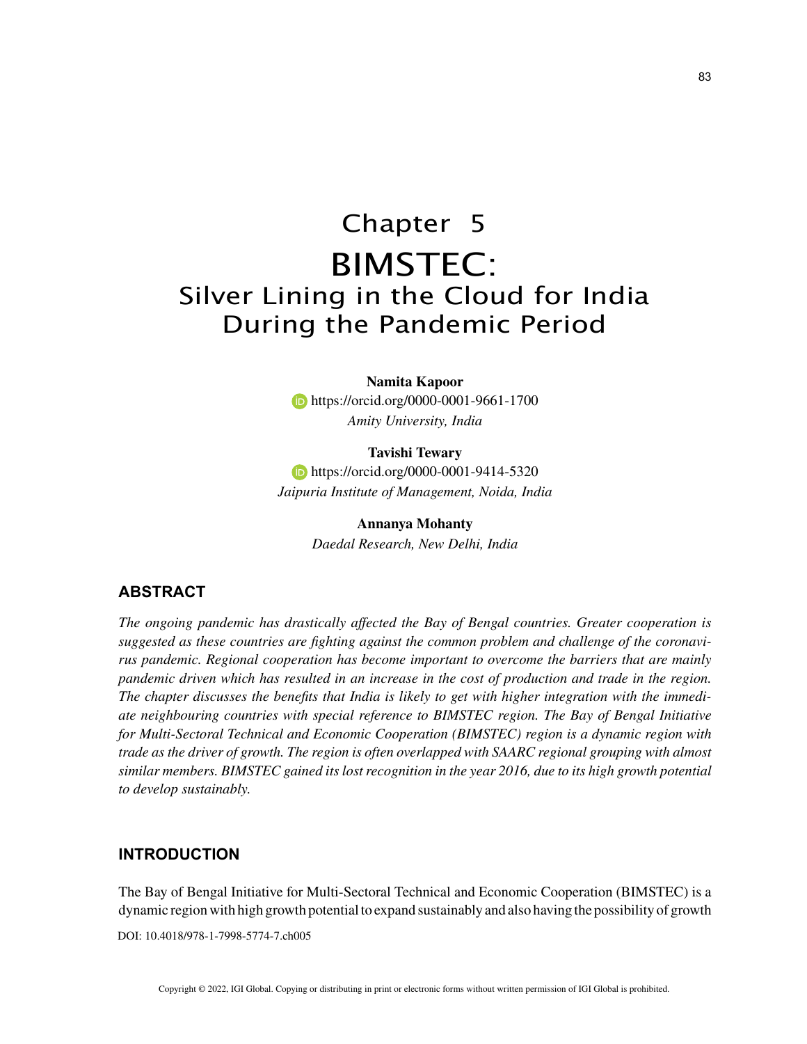# Chapter 5
# BIMSTEC:
## Silver Lining in the Cloud for India During the Pandemic Period

**Namita Kapoor**
https://orcid.org/0000-0001-9661-1700
*Amity University, India*

**Tavishi Tewary**
https://orcid.org/0000-0001-9414-5320
*Jaipuria Institute of Management, Noida, India*

**Annanya Mohanty**
*Daedal Research, New Delhi, India*

## ABSTRACT

*The ongoing pandemic has drastically affected the Bay of Bengal countries. Greater cooperation is suggested as these countries are fighting against the common problem and challenge of the coronavirus pandemic. Regional cooperation has become important to overcome the barriers that are mainly pandemic driven which has resulted in an increase in the cost of production and trade in the region. The chapter discusses the benefits that India is likely to get with higher integration with the immediate neighbouring countries with special reference to BIMSTEC region. The Bay of Bengal Initiative for Multi-Sectoral Technical and Economic Cooperation (BIMSTEC) region is a dynamic region with trade as the driver of growth. The region is often overlapped with SAARC regional grouping with almost similar members. BIMSTEC gained its lost recognition in the year 2016, due to its high growth potential to develop sustainably.*

## INTRODUCTION

The Bay of Bengal Initiative for Multi-Sectoral Technical and Economic Cooperation (BIMSTEC) is a dynamic region with high growth potential to expand sustainably and also having the possibility of growth

DOI: 10.4018/978-1-7998-5774-7.ch005

Copyright © 2022, IGI Global. Copying or distributing in print or electronic forms without written permission of IGI Global is prohibited.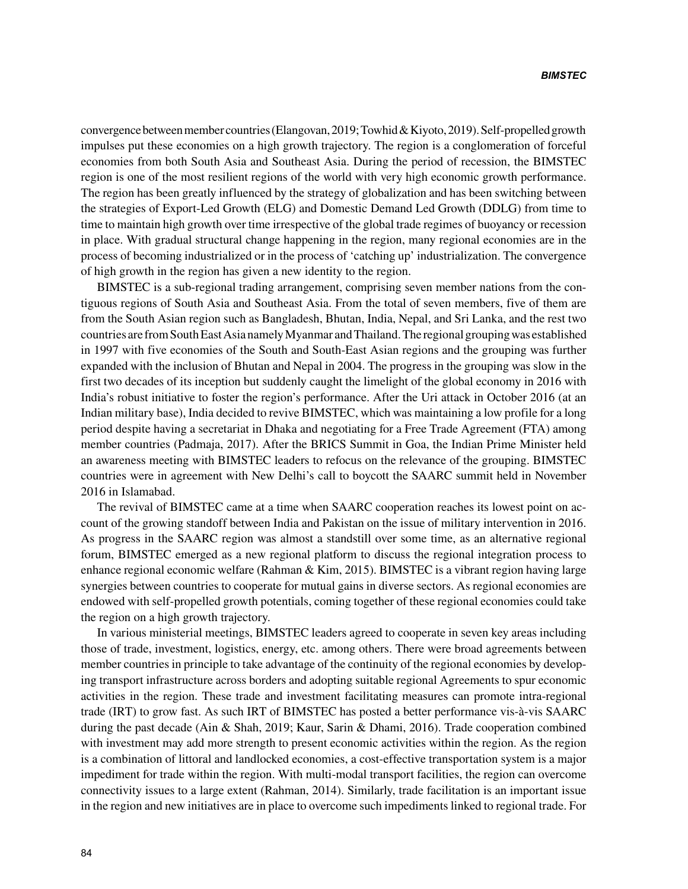convergence between member countries (Elangovan, 2019; Towhid & Kiyoto, 2019). Self-propelled growth impulses put these economies on a high growth trajectory. The region is a conglomeration of forceful economies from both South Asia and Southeast Asia. During the period of recession, the BIMSTEC region is one of the most resilient regions of the world with very high economic growth performance. The region has been greatly influenced by the strategy of globalization and has been switching between the strategies of Export-Led Growth (ELG) and Domestic Demand Led Growth (DDLG) from time to time to maintain high growth over time irrespective of the global trade regimes of buoyancy or recession in place. With gradual structural change happening in the region, many regional economies are in the process of becoming industrialized or in the process of 'catching up' industrialization. The convergence of high growth in the region has given a new identity to the region.

BIMSTEC is a sub-regional trading arrangement, comprising seven member nations from the contiguous regions of South Asia and Southeast Asia. From the total of seven members, five of them are from the South Asian region such as Bangladesh, Bhutan, India, Nepal, and Sri Lanka, and the rest two countries are from South East Asia namely Myanmar and Thailand. The regional grouping was established in 1997 with five economies of the South and South-East Asian regions and the grouping was further expanded with the inclusion of Bhutan and Nepal in 2004. The progress in the grouping was slow in the first two decades of its inception but suddenly caught the limelight of the global economy in 2016 with India's robust initiative to foster the region's performance. After the Uri attack in October 2016 (at an Indian military base), India decided to revive BIMSTEC, which was maintaining a low profile for a long period despite having a secretariat in Dhaka and negotiating for a Free Trade Agreement (FTA) among member countries (Padmaja, 2017). After the BRICS Summit in Goa, the Indian Prime Minister held an awareness meeting with BIMSTEC leaders to refocus on the relevance of the grouping. BIMSTEC countries were in agreement with New Delhi's call to boycott the SAARC summit held in November 2016 in Islamabad.

The revival of BIMSTEC came at a time when SAARC cooperation reaches its lowest point on account of the growing standoff between India and Pakistan on the issue of military intervention in 2016. As progress in the SAARC region was almost a standstill over some time, as an alternative regional forum, BIMSTEC emerged as a new regional platform to discuss the regional integration process to enhance regional economic welfare (Rahman & Kim, 2015). BIMSTEC is a vibrant region having large synergies between countries to cooperate for mutual gains in diverse sectors. As regional economies are endowed with self-propelled growth potentials, coming together of these regional economies could take the region on a high growth trajectory.

In various ministerial meetings, BIMSTEC leaders agreed to cooperate in seven key areas including those of trade, investment, logistics, energy, etc. among others. There were broad agreements between member countries in principle to take advantage of the continuity of the regional economies by developing transport infrastructure across borders and adopting suitable regional Agreements to spur economic activities in the region. These trade and investment facilitating measures can promote intra-regional trade (IRT) to grow fast. As such IRT of BIMSTEC has posted a better performance vis-à-vis SAARC during the past decade (Ain & Shah, 2019; Kaur, Sarin & Dhami, 2016). Trade cooperation combined with investment may add more strength to present economic activities within the region. As the region is a combination of littoral and landlocked economies, a cost-effective transportation system is a major impediment for trade within the region. With multi-modal transport facilities, the region can overcome connectivity issues to a large extent (Rahman, 2014). Similarly, trade facilitation is an important issue in the region and new initiatives are in place to overcome such impediments linked to regional trade. For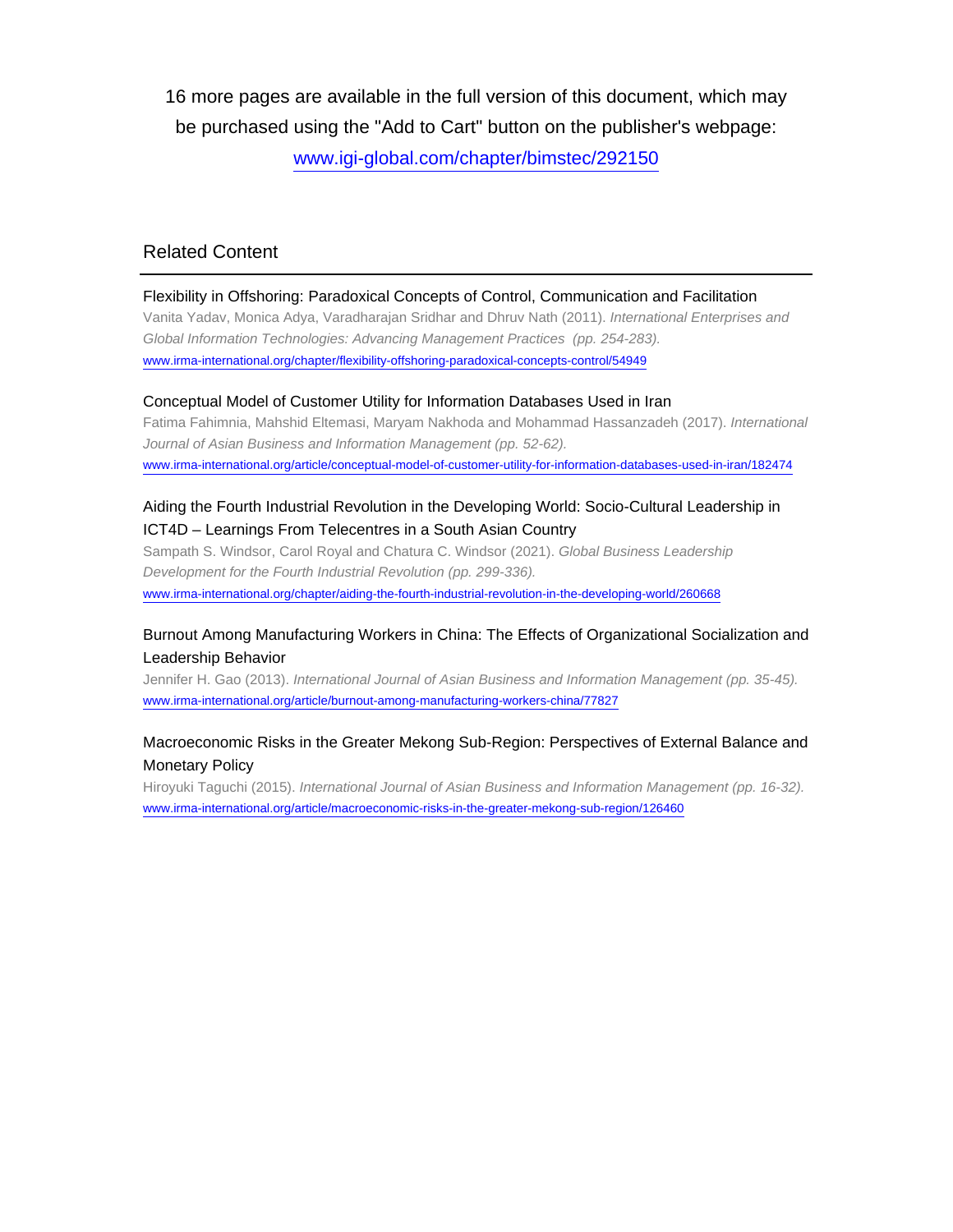16 more pages are available in the full version of this document, which may be purchased using the "Add to Cart" button on the publisher's webpage: [www.igi-global.com/chapter/bimstec/292150](www.igi-global.com/chapter/bimstec/292150)

## Related Content

Flexibility in Offshoring: Paradoxical Concepts of Control, Communication and Facilitation
Vanita Yadav, Monica Adya, Varadharajan Sridhar and Dhruv Nath (2011). *International Enterprises and Global Information Technologies: Advancing Management Practices (pp. 254-283).*
[www.irma-international.org/chapter/flexibility-offshoring-paradoxical-concepts-control/54949](www.irma-international.org/chapter/flexibility-offshoring-paradoxical-concepts-control/54949)

Conceptual Model of Customer Utility for Information Databases Used in Iran
Fatima Fahimnia, Mahshid Eltemasi, Maryam Nakhoda and Mohammad Hassanzadeh (2017). *International Journal of Asian Business and Information Management (pp. 52-62).*
[www.irma-international.org/article/conceptual-model-of-customer-utility-for-information-databases-used-in-iran/182474](www.irma-international.org/article/conceptual-model-of-customer-utility-for-information-databases-used-in-iran/182474)

Aiding the Fourth Industrial Revolution in the Developing World: Socio-Cultural Leadership in ICT4D – Learnings From Telecentres in a South Asian Country
Sampath S. Windsor, Carol Royal and Chatura C. Windsor (2021). *Global Business Leadership Development for the Fourth Industrial Revolution (pp. 299-336).*
[www.irma-international.org/chapter/aiding-the-fourth-industrial-revolution-in-the-developing-world/260668](www.irma-international.org/chapter/aiding-the-fourth-industrial-revolution-in-the-developing-world/260668)

Burnout Among Manufacturing Workers in China: The Effects of Organizational Socialization and Leadership Behavior
Jennifer H. Gao (2013). *International Journal of Asian Business and Information Management (pp. 35-45).*
[www.irma-international.org/article/burnout-among-manufacturing-workers-china/77827](www.irma-international.org/article/burnout-among-manufacturing-workers-china/77827)

Macroeconomic Risks in the Greater Mekong Sub-Region: Perspectives of External Balance and Monetary Policy
Hiroyuki Taguchi (2015). *International Journal of Asian Business and Information Management (pp. 16-32).*
[www.irma-international.org/article/macroeconomic-risks-in-the-greater-mekong-sub-region/126460](www.irma-international.org/article/macroeconomic-risks-in-the-greater-mekong-sub-region/126460)